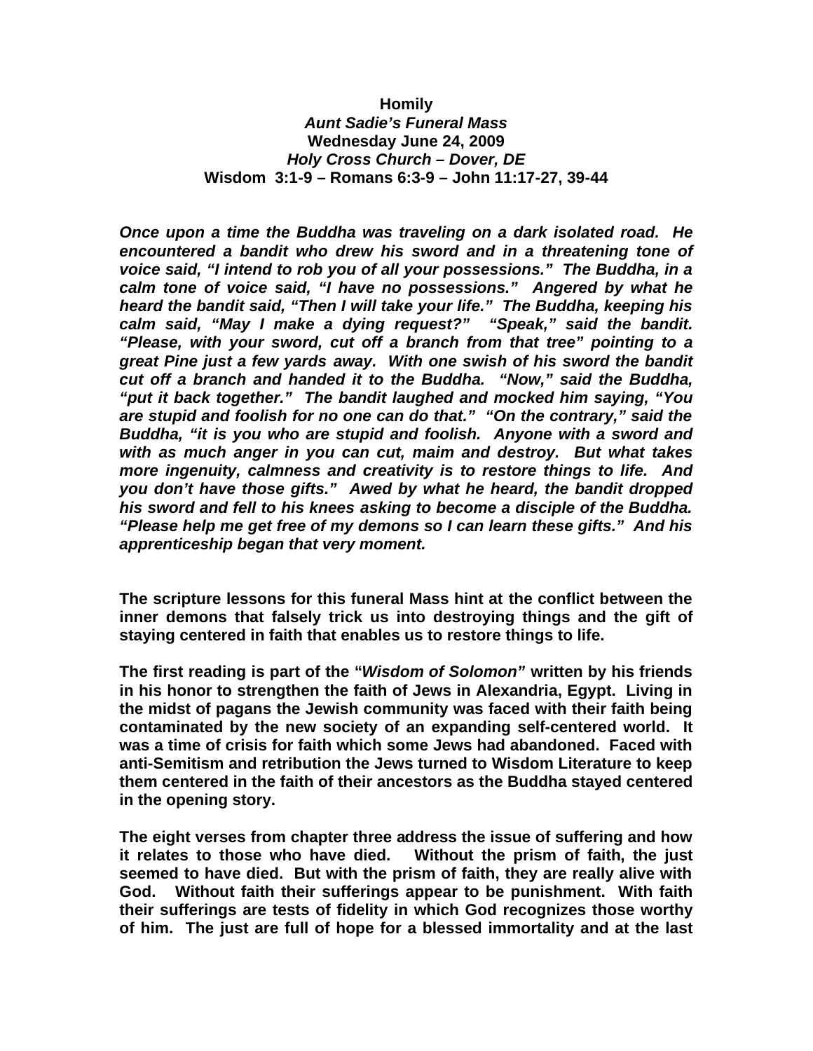**Homily**
***Aunt Sadie's Funeral Mass***
**Wednesday June 24, 2009**
***Holy Cross Church – Dover, DE***
**Wisdom 3:1-9 – Romans 6:3-9 – John 11:17-27, 39-44**

***Once upon a time the Buddha was traveling on a dark isolated road. He encountered a bandit who drew his sword and in a threatening tone of voice said, "I intend to rob you of all your possessions." The Buddha, in a calm tone of voice said, "I have no possessions." Angered by what he heard the bandit said, "Then I will take your life." The Buddha, keeping his calm said, "May I make a dying request?" "Speak," said the bandit. "Please, with your sword, cut off a branch from that tree" pointing to a great Pine just a few yards away. With one swish of his sword the bandit cut off a branch and handed it to the Buddha. "Now," said the Buddha, "put it back together." The bandit laughed and mocked him saying, "You are stupid and foolish for no one can do that." "On the contrary," said the Buddha, "it is you who are stupid and foolish. Anyone with a sword and with as much anger in you can cut, maim and destroy. But what takes more ingenuity, calmness and creativity is to restore things to life. And you don't have those gifts." Awed by what he heard, the bandit dropped his sword and fell to his knees asking to become a disciple of the Buddha. "Please help me get free of my demons so I can learn these gifts." And his apprenticeship began that very moment.***

**The scripture lessons for this funeral Mass hint at the conflict between the inner demons that falsely trick us into destroying things and the gift of staying centered in faith that enables us to restore things to life.**

**The first reading is part of the "*Wisdom of Solomon*" written by his friends in his honor to strengthen the faith of Jews in Alexandria, Egypt. Living in the midst of pagans the Jewish community was faced with their faith being contaminated by the new society of an expanding self-centered world. It was a time of crisis for faith which some Jews had abandoned. Faced with anti-Semitism and retribution the Jews turned to Wisdom Literature to keep them centered in the faith of their ancestors as the Buddha stayed centered in the opening story.**

**The eight verses from chapter three address the issue of suffering and how it relates to those who have died. Without the prism of faith, the just seemed to have died. But with the prism of faith, they are really alive with God. Without faith their sufferings appear to be punishment. With faith their sufferings are tests of fidelity in which God recognizes those worthy of him. The just are full of hope for a blessed immortality and at the last**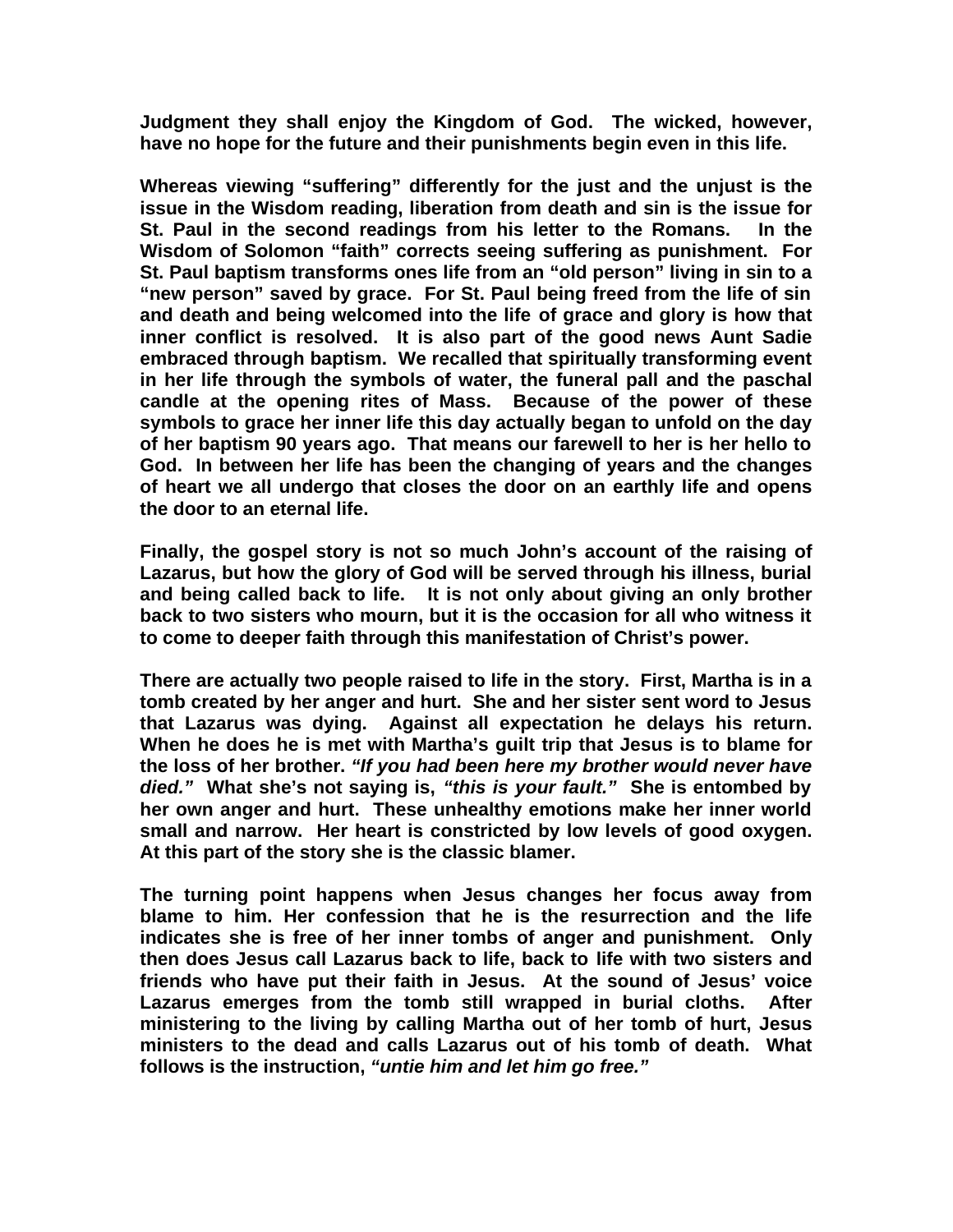**Judgment they shall enjoy the Kingdom of God. The wicked, however, have no hope for the future and their punishments begin even in this life.**

**Whereas viewing "suffering" differently for the just and the unjust is the issue in the Wisdom reading, liberation from death and sin is the issue for St. Paul in the second readings from his letter to the Romans. In the Wisdom of Solomon "faith" corrects seeing suffering as punishment. For St. Paul baptism transforms ones life from an "old person" living in sin to a "new person" saved by grace. For St. Paul being freed from the life of sin and death and being welcomed into the life of grace and glory is how that inner conflict is resolved. It is also part of the good news Aunt Sadie embraced through baptism. We recalled that spiritually transforming event in her life through the symbols of water, the funeral pall and the paschal candle at the opening rites of Mass. Because of the power of these symbols to grace her inner life this day actually began to unfold on the day of her baptism 90 years ago. That means our farewell to her is her hello to God. In between her life has been the changing of years and the changes of heart we all undergo that closes the door on an earthly life and opens the door to an eternal life.**

**Finally, the gospel story is not so much John's account of the raising of Lazarus, but how the glory of God will be served through his illness, burial and being called back to life. It is not only about giving an only brother back to two sisters who mourn, but it is the occasion for all who witness it to come to deeper faith through this manifestation of Christ's power.**

**There are actually two people raised to life in the story. First, Martha is in a tomb created by her anger and hurt. She and her sister sent word to Jesus that Lazarus was dying. Against all expectation he delays his return. When he does he is met with Martha's guilt trip that Jesus is to blame for the loss of her brother. *"If you had been here my brother would never have died."* What she's not saying is, *"this is your fault."* She is entombed by her own anger and hurt. These unhealthy emotions make her inner world small and narrow. Her heart is constricted by low levels of good oxygen. At this part of the story she is the classic blamer.**

**The turning point happens when Jesus changes her focus away from blame to him. Her confession that he is the resurrection and the life indicates she is free of her inner tombs of anger and punishment. Only then does Jesus call Lazarus back to life, back to life with two sisters and friends who have put their faith in Jesus. At the sound of Jesus' voice Lazarus emerges from the tomb still wrapped in burial cloths. After ministering to the living by calling Martha out of her tomb of hurt, Jesus ministers to the dead and calls Lazarus out of his tomb of death. What follows is the instruction, *"untie him and let him go free."***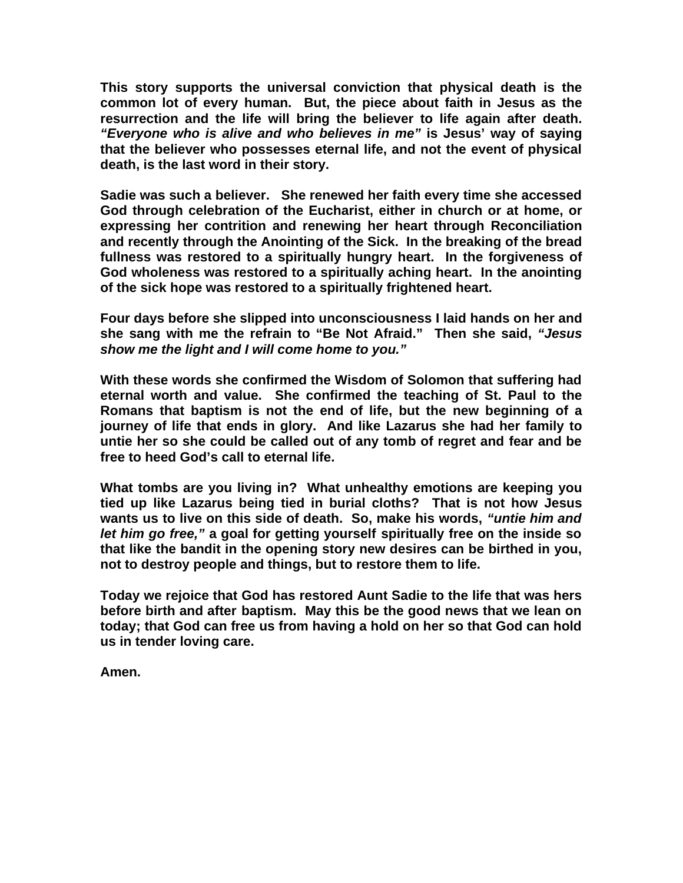**This story supports the universal conviction that physical death is the common lot of every human. But, the piece about faith in Jesus as the resurrection and the life will bring the believer to life again after death. *"Everyone who is alive and who believes in me"* is Jesus' way of saying that the believer who possesses eternal life, and not the event of physical death, is the last word in their story.**

**Sadie was such a believer. She renewed her faith every time she accessed God through celebration of the Eucharist, either in church or at home, or expressing her contrition and renewing her heart through Reconciliation and recently through the Anointing of the Sick. In the breaking of the bread fullness was restored to a spiritually hungry heart. In the forgiveness of God wholeness was restored to a spiritually aching heart. In the anointing of the sick hope was restored to a spiritually frightened heart.**

**Four days before she slipped into unconsciousness I laid hands on her and she sang with me the refrain to "Be Not Afraid." Then she said, *"Jesus show me the light and I will come home to you."***

**With these words she confirmed the Wisdom of Solomon that suffering had eternal worth and value. She confirmed the teaching of St. Paul to the Romans that baptism is not the end of life, but the new beginning of a journey of life that ends in glory. And like Lazarus she had her family to untie her so she could be called out of any tomb of regret and fear and be free to heed God's call to eternal life.**

**What tombs are you living in? What unhealthy emotions are keeping you tied up like Lazarus being tied in burial cloths? That is not how Jesus wants us to live on this side of death. So, make his words, *"untie him and let him go free,"* a goal for getting yourself spiritually free on the inside so that like the bandit in the opening story new desires can be birthed in you, not to destroy people and things, but to restore them to life.**

**Today we rejoice that God has restored Aunt Sadie to the life that was hers before birth and after baptism. May this be the good news that we lean on today; that God can free us from having a hold on her so that God can hold us in tender loving care.**

**Amen.**